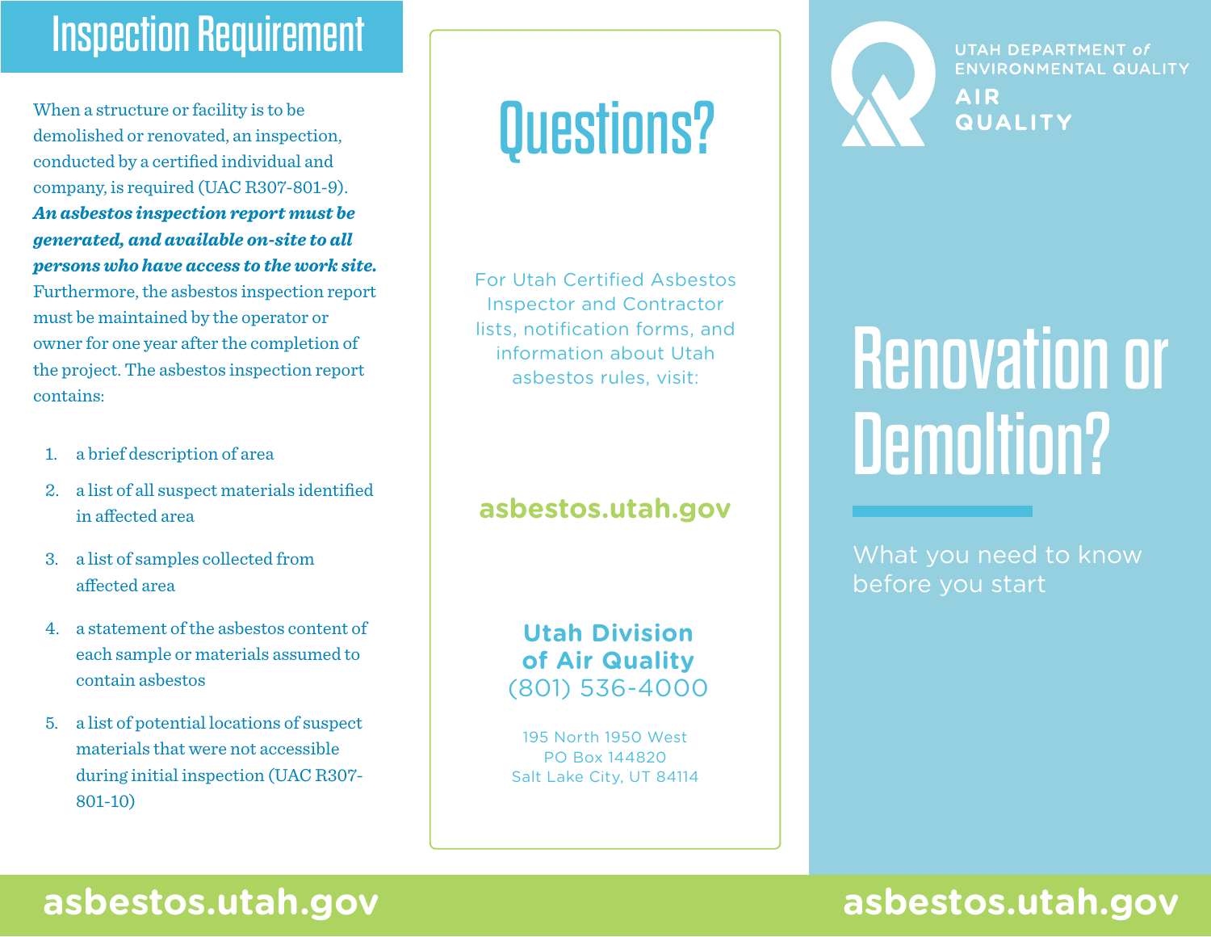## Inspection Requirement

When a structure or facility is to be demolished or renovated, an inspection, conducted by a certified individual and company, is required (UAC R307-801-9). ***An asbestos inspection report must be generated, and available on-site to all persons who have access to the work site.*** Furthermore, the asbestos inspection report must be maintained by the operator or owner for one year after the completion of the project. The asbestos inspection report contains:

1. a brief description of area
2. a list of all suspect materials identified in affected area
3. a list of samples collected from affected area
4. a statement of the asbestos content of each sample or materials assumed to contain asbestos
5. a list of potential locations of suspect materials that were not accessible during initial inspection (UAC R307-801-10)

## Questions?

For Utah Certified Asbestos Inspector and Contractor lists, notification forms, and information about Utah asbestos rules, visit:

**asbestos.utah.gov**

**Utah Division of Air Quality**
(801) 536-4000

195 North 1950 West
PO Box 144820
Salt Lake City, UT 84114

UTAH DEPARTMENT *of* ENVIRONMENTAL QUALITY
AIR QUALITY

# Renovation or Demoltion?

What you need to know before you start

asbestos.utah.gov

asbestos.utah.gov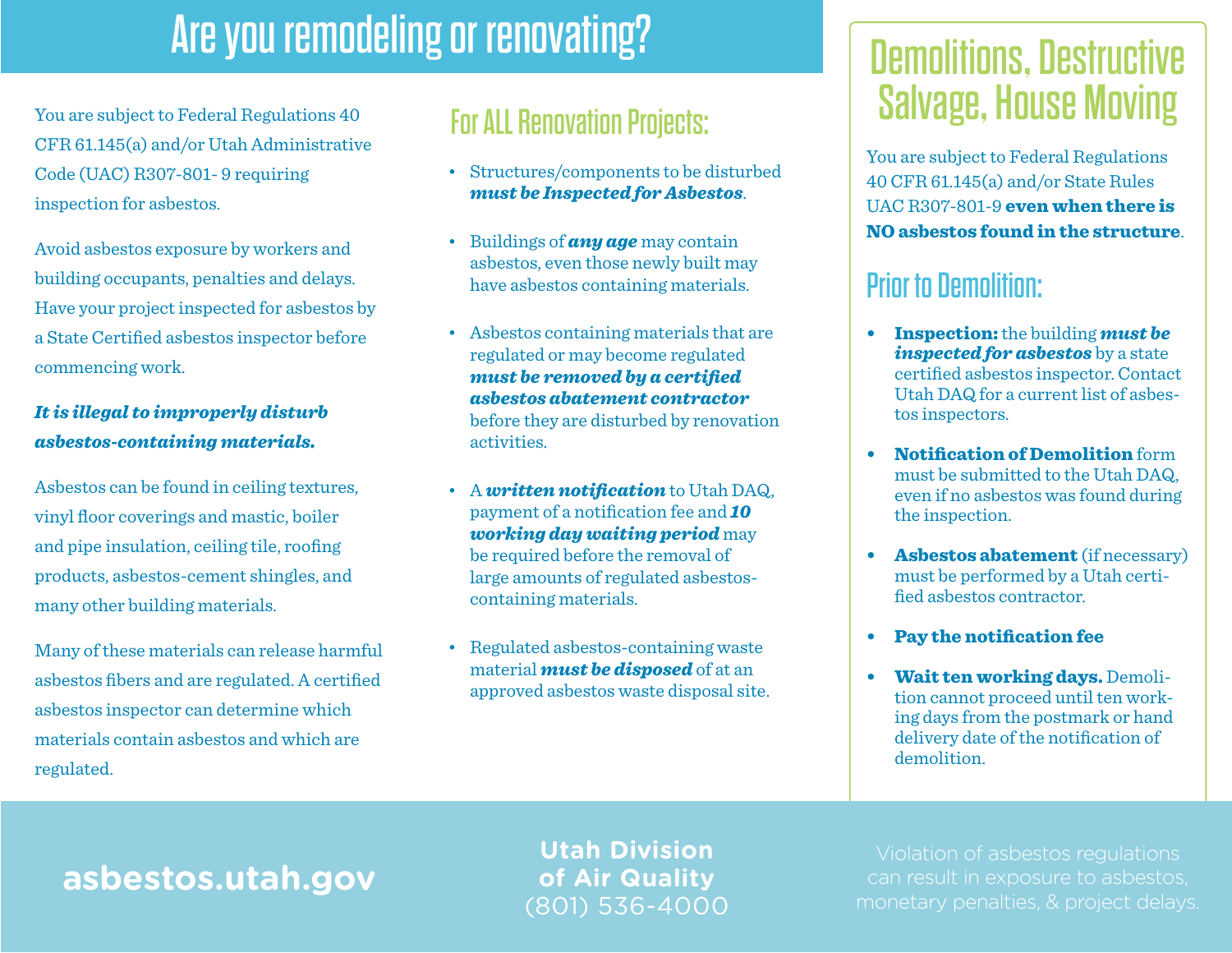# Are you remodeling or renovating?

You are subject to Federal Regulations 40 CFR 61.145(a) and/or Utah Administrative Code (UAC) R307-801- 9 requiring inspection for asbestos.

Avoid asbestos exposure by workers and building occupants, penalties and delays. Have your project inspected for asbestos by a State Certified asbestos inspector before commencing work.

***It is illegal to improperly disturb asbestos-containing materials.***

Asbestos can be found in ceiling textures, vinyl floor coverings and mastic, boiler and pipe insulation, ceiling tile, roofing products, asbestos-cement shingles, and many other building materials.

Many of these materials can release harmful asbestos fibers and are regulated. A certified asbestos inspector can determine which materials contain asbestos and which are regulated.

## For ALL Renovation Projects:

- Structures/components to be disturbed ***must be Inspected for Asbestos***.
- Buildings of ***any age*** may contain asbestos, even those newly built may have asbestos containing materials.
- Asbestos containing materials that are regulated or may become regulated ***must be removed by a certified asbestos abatement contractor*** before they are disturbed by renovation activities.
- A ***written notification*** to Utah DAQ, payment of a notification fee and ***10 working day waiting period*** may be required before the removal of large amounts of regulated asbestos-containing materials.
- Regulated asbestos-containing waste material ***must be disposed*** of at an approved asbestos waste disposal site.

# Demolitions, Destructive Salvage, House Moving

You are subject to Federal Regulations 40 CFR 61.145(a) and/or State Rules UAC R307-801-9 **even when there is NO asbestos found in the structure**.

## Prior to Demolition:

- **Inspection:** the building ***must be inspected for asbestos*** by a state certified asbestos inspector. Contact Utah DAQ for a current list of asbestos inspectors.
- **Notification of Demolition** form must be submitted to the Utah DAQ, even if no asbestos was found during the inspection.
- **Asbestos abatement** (if necessary) must be performed by a Utah certified asbestos contractor.
- **Pay the notification fee**
- **Wait ten working days.** Demolition cannot proceed until ten working days from the postmark or hand delivery date of the notification of demolition.

**asbestos.utah.gov**

**Utah Division of Air Quality**
(801) 536-4000

Violation of asbestos regulations can result in exposure to asbestos, monetary penalties, & project delays.